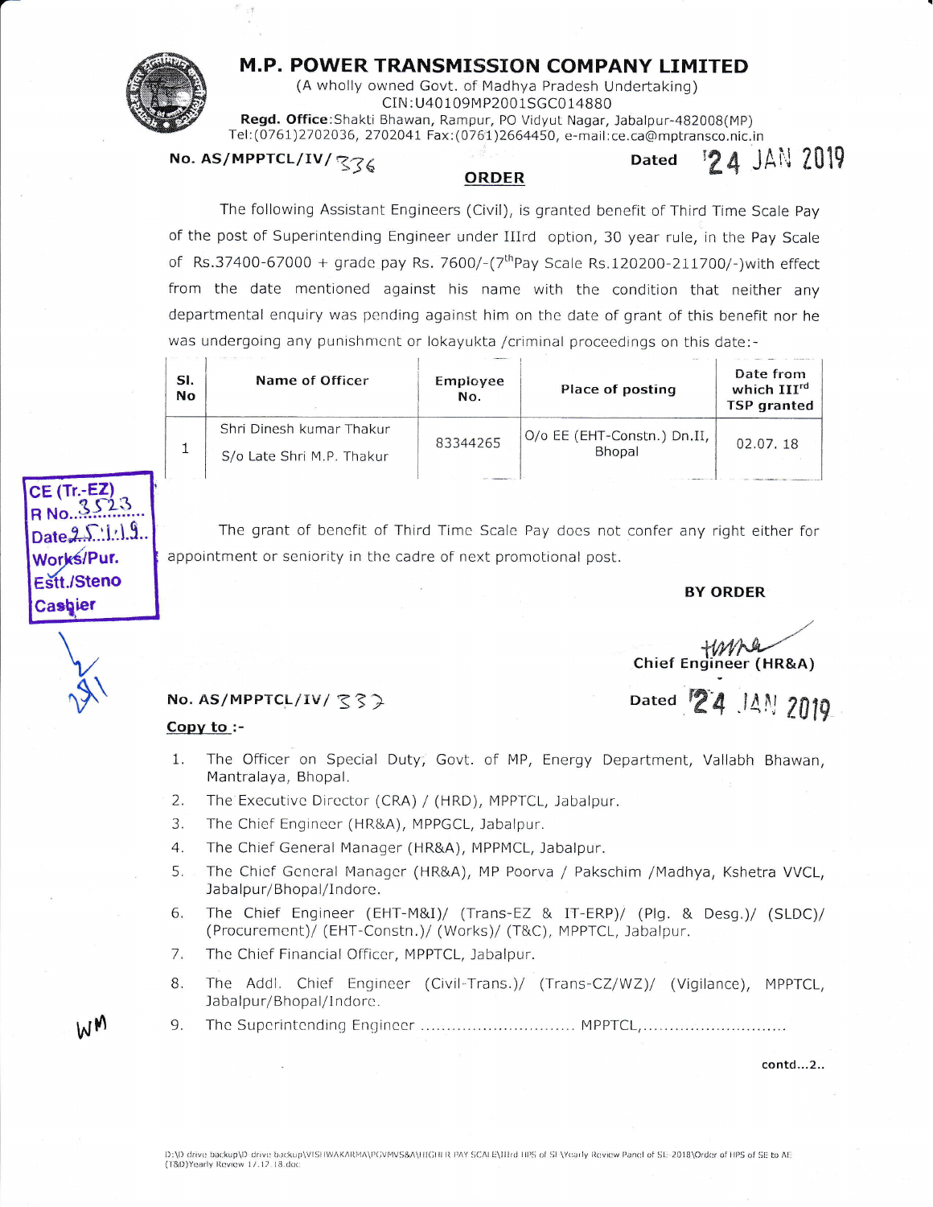# M.P. POWER TRANSMISSION COMPANY LIMITED

(A wholly owned Govt. of Madhya Pradesh Undertaking)
CIN:U40109MP2001SGC014880
**Regd. Office**:Shakti Bhawan, Rampur, PO Vidyut Nagar, Jabalpur-482008(MP)
Tel:(0761)2702036, 2702041 Fax:(0761)2664450, e-mail:ce.ca@mptransco.nic.in

**No. AS/MPPTCL/IV/** 336 **Dated** '24 JAN 2019

## ORDER

The following Assistant Engineers (Civil), is granted benefit of Third Time Scale Pay of the post of Superintending Engineer under IIIrd option, 30 year rule, in the Pay Scale of Rs.37400-67000 + grade pay Rs. 7600/-(7[th]Pay Scale Rs.120200-211700/-)with effect from the date mentioned against his name with the condition that neither any departmental enquiry was pending against him on the date of grant of this benefit nor he was undergoing any punishment or lokayukta /criminal proceedings on this date:-

| Sl. No | Name of Officer | Employee No. | Place of posting | Date from which III[rd] TSP granted |
|---|---|---|---|---|
| 1 | Shri Dinesh kumar Thakur S/o Late Shri M.P. Thakur | 83344265 | O/o EE (EHT-Constn.) Dn.II, Bhopal | 02.07. 18 |

CE (Tr.-EZ)
R No. 3523
Date 25.1.19
Works/Pur.
Estt./Steno
Cashier

The grant of benefit of Third Time Scale Pay does not confer any right either for appointment or seniority in the cadre of next promotional post.

**BY ORDER**

Chief Engineer (HR&A)

**No. AS/MPPTCL/IV/** 337 **Dated** '24 JAN 2019

**Copy to :-**

1. The Officer on Special Duty, Govt. of MP, Energy Department, Vallabh Bhawan, Mantralaya, Bhopal.
2. The Executive Director (CRA) / (HRD), MPPTCL, Jabalpur.
3. The Chief Engineer (HR&A), MPPGCL, Jabalpur.
4. The Chief General Manager (HR&A), MPPMCL, Jabalpur.
5. The Chief General Manager (HR&A), MP Poorva / Pakschim /Madhya, Kshetra VVCL, Jabalpur/Bhopal/Indore.
6. The Chief Engineer (EHT-M&I)/ (Trans-EZ & IT-ERP)/ (Plg. & Desg.)/ (SLDC)/ (Procurement)/ (EHT-Constn.)/ (Works)/ (T&C), MPPTCL, Jabalpur.
7. The Chief Financial Officer, MPPTCL, Jabalpur.
8. The Addl. Chief Engineer (Civil-Trans.)/ (Trans-CZ/WZ)/ (Vigilance), MPPTCL, Jabalpur/Bhopal/Indore.
9. The Superintending Engineer .............................. MPPTCL,............................

contd...2..

D:\D drive backup\D drive backup\VISHWAKARMA\PGVMVS&A\HIGHER PAY SCALE\IIIrd HPS of SI \Yearly Review Panel of SE 2018\Order of HPS of SE to AE (T&D)Yearly Review 17.12.18.doc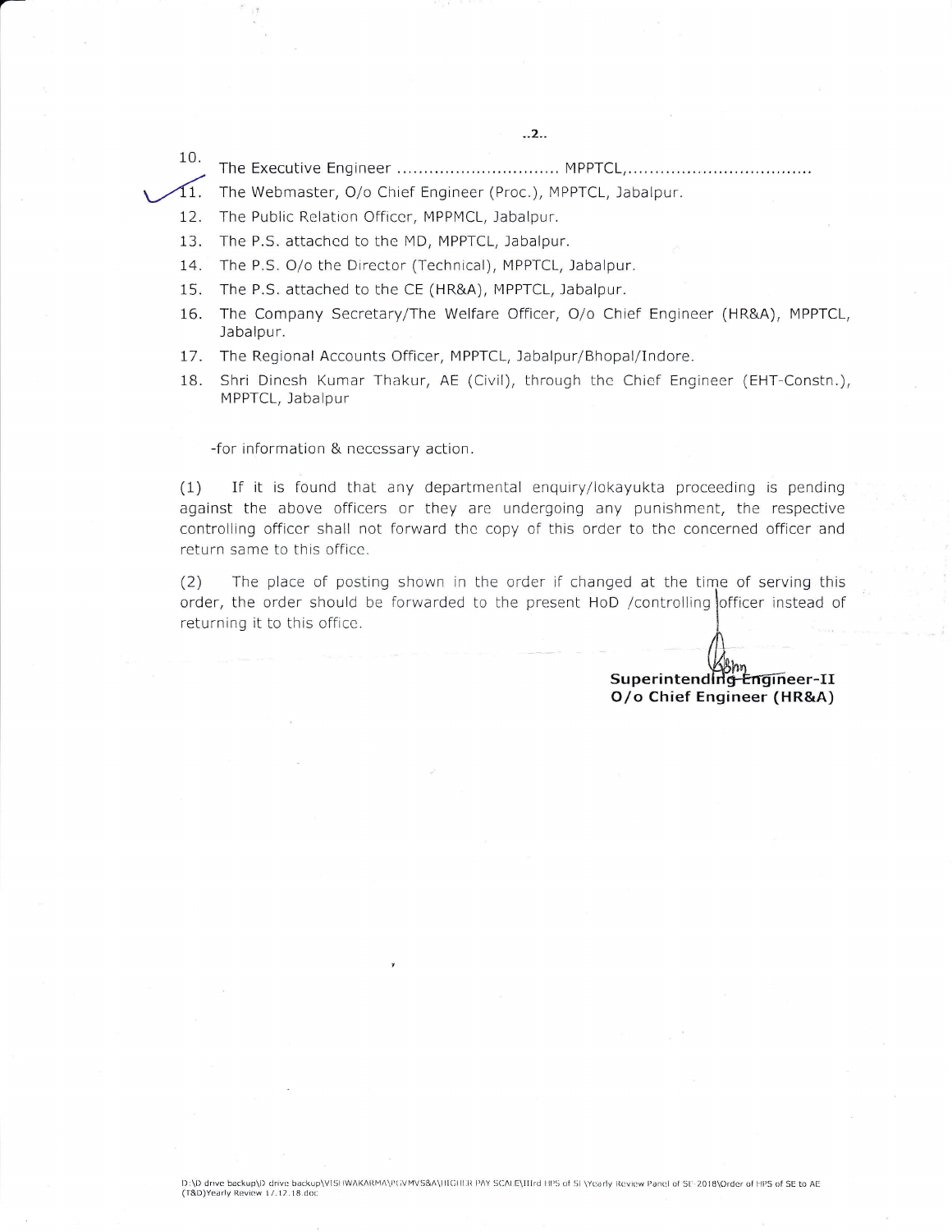10. The Executive Engineer ............................... MPPTCL,...................................
11. The Webmaster, O/o Chief Engineer (Proc.), MPPTCL, Jabalpur.
12. The Public Relation Officer, MPPMCL, Jabalpur.
13. The P.S. attached to the MD, MPPTCL, Jabalpur.
14. The P.S. O/o the Director (Technical), MPPTCL, Jabalpur.
15. The P.S. attached to the CE (HR&A), MPPTCL, Jabalpur.
16. The Company Secretary/The Welfare Officer, O/o Chief Engineer (HR&A), MPPTCL, Jabalpur.
17. The Regional Accounts Officer, MPPTCL, Jabalpur/Bhopal/Indore.
18. Shri Dinesh Kumar Thakur, AE (Civil), through the Chief Engineer (EHT-Constn.), MPPTCL, Jabalpur

-for information & necessary action.

(1) If it is found that any departmental enquiry/lokayukta proceeding is pending against the above officers or they are undergoing any punishment, the respective controlling officer shall not forward the copy of this order to the concerned officer and return same to this office.

(2) The place of posting shown in the order if changed at the time of serving this order, the order should be forwarded to the present HoD /controlling officer instead of returning it to this office.

**Superintending Engineer-II**
**O/o Chief Engineer (HR&A)**

D:\D drive backup\D drive backup\VISHWAKARMA\PGVMVS&A\HIGHER PAY SCALE\IIIrd HPS of SI \Yearly Review Panel of SE-2018\Order of HPS of SE to AE (T&D)Yearly Review 17.12.18.doc